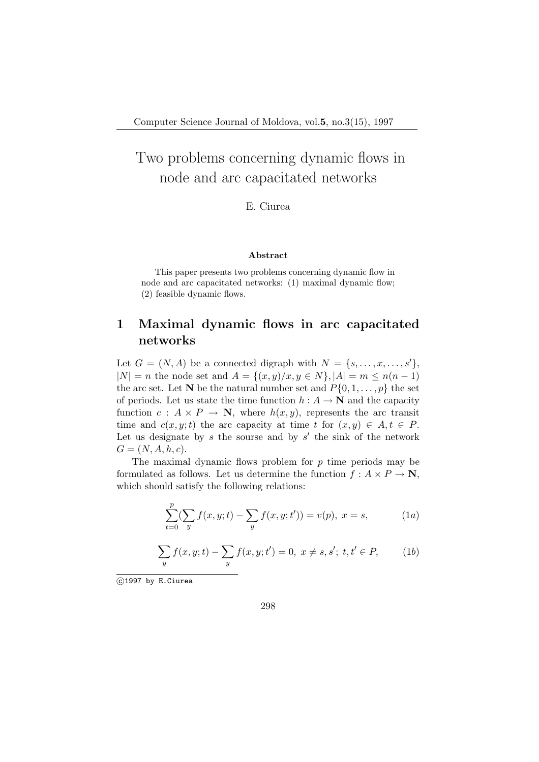# Two problems concerning dynamic flows in node and arc capacitated networks

E. Ciurea

**Abstract**

This paper presents two problems concerning dynamic flow in node and arc capacitated networks: (1) maximal dynamic flow; (2) feasible dynamic flows.

## 1 Maximal dynamic flows in arc capacitated networks

Let $G = (N, A)$ be a connected digraph with $N = \{s, \ldots, x, \ldots, s'\}$, $|N| = n$ the node set and $A = \{(x, y)/x, y \in N\}, |A| = m \leq n(n-1)$ the arc set. Let $\mathbf{N}$ be the natural number set and $P\{0, 1, \ldots, p\}$ the set of periods. Let us state the time function $h : A \to \mathbf{N}$ and the capacity function $c : A \times P \to \mathbf{N}$, where $h(x, y)$, represents the arc transit time and $c(x, y; t)$ the arc capacity at time $t$ for $(x, y) \in A, t \in P$. Let us designate by $s$ the sourse and by $s'$ the sink of the network $G = (N, A, h, c)$.

The maximal dynamic flows problem for $p$ time periods may be formulated as follows. Let us determine the function $f : A \times P \to \mathbf{N}$, which should satisfy the following relations:

$$\sum_{t=0}^{p} (\sum_{y} f(x, y; t) - \sum_{y} f(x, y; t')) = v(p),\ x = s, \tag{1a}$$

$$\sum_{y} f(x, y; t) - \sum_{y} f(x, y; t') = 0,\ x \neq s, s';\ t, t' \in P, \tag{1b}$$

©1997 by E.Ciurea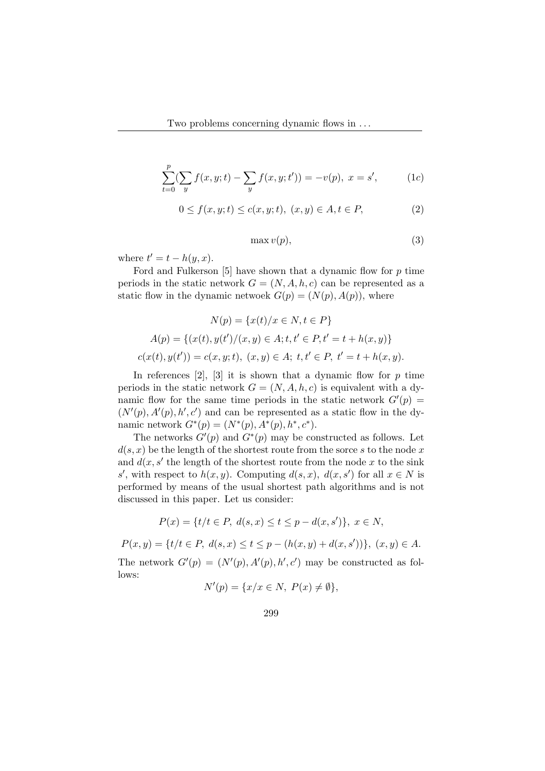$$\sum_{t=0}^{p}(\sum_{y} f(x,y;t) - \sum_{y} f(x,y;t')) = -v(p),\ x = s', \tag{1c}$$

$$0 \le f(x,y;t) \le c(x,y;t),\ (x,y) \in A, t \in P, \tag{2}$$

$$\max v(p), \tag{3}$$

where $t' = t - h(y,x)$.

Ford and Fulkerson [5] have shown that a dynamic flow for $p$ time periods in the static network $G = (N, A, h, c)$ can be represented as a static flow in the dynamic netwoek $G(p) = (N(p), A(p))$, where

$$N(p) = \{x(t) / x \in N, t \in P\}$$

$$A(p) = \{(x(t), y(t') / (x,y) \in A; t, t' \in P, t' = t + h(x,y)\}$$

$$c(x(t), y(t')) = c(x,y;t),\ (x,y) \in A;\ t, t' \in P,\ t' = t + h(x,y).$$

In references [2], [3] it is shown that a dynamic flow for $p$ time periods in the static network $G = (N, A, h, c)$ is equivalent with a dynamic flow for the same time periods in the static network $G'(p) = (N'(p), A'(p), h', c')$ and can be represented as a static flow in the dynamic network $G^*(p) = (N^*(p), A^*(p), h^*, c^*)$.

The networks $G'(p)$ and $G^*(p)$ may be constructed as follows. Let $d(s,x)$ be the length of the shortest route from the sorce $s$ to the node $x$ and $d(x, s'$ the length of the shortest route from the node $x$ to the sink $s'$, with respect to $h(x,y)$. Computing $d(s,x),\ d(x,s')$ for all $x \in N$ is performed by means of the usual shortest path algorithms and is not discussed in this paper. Let us consider:

$$P(x) = \{t / t \in P,\ d(s,x) \le t \le p - d(x,s')\},\ x \in N,$$

$$P(x,y) = \{t / t \in P,\ d(s,x) \le t \le p - (h(x,y) + d(x,s'))\},\ (x,y) \in A.$$

The network $G'(p) = (N'(p), A'(p), h', c')$ may be constructed as follows:

$$N'(p) = \{x / x \in N,\ P(x) \ne \emptyset\},$$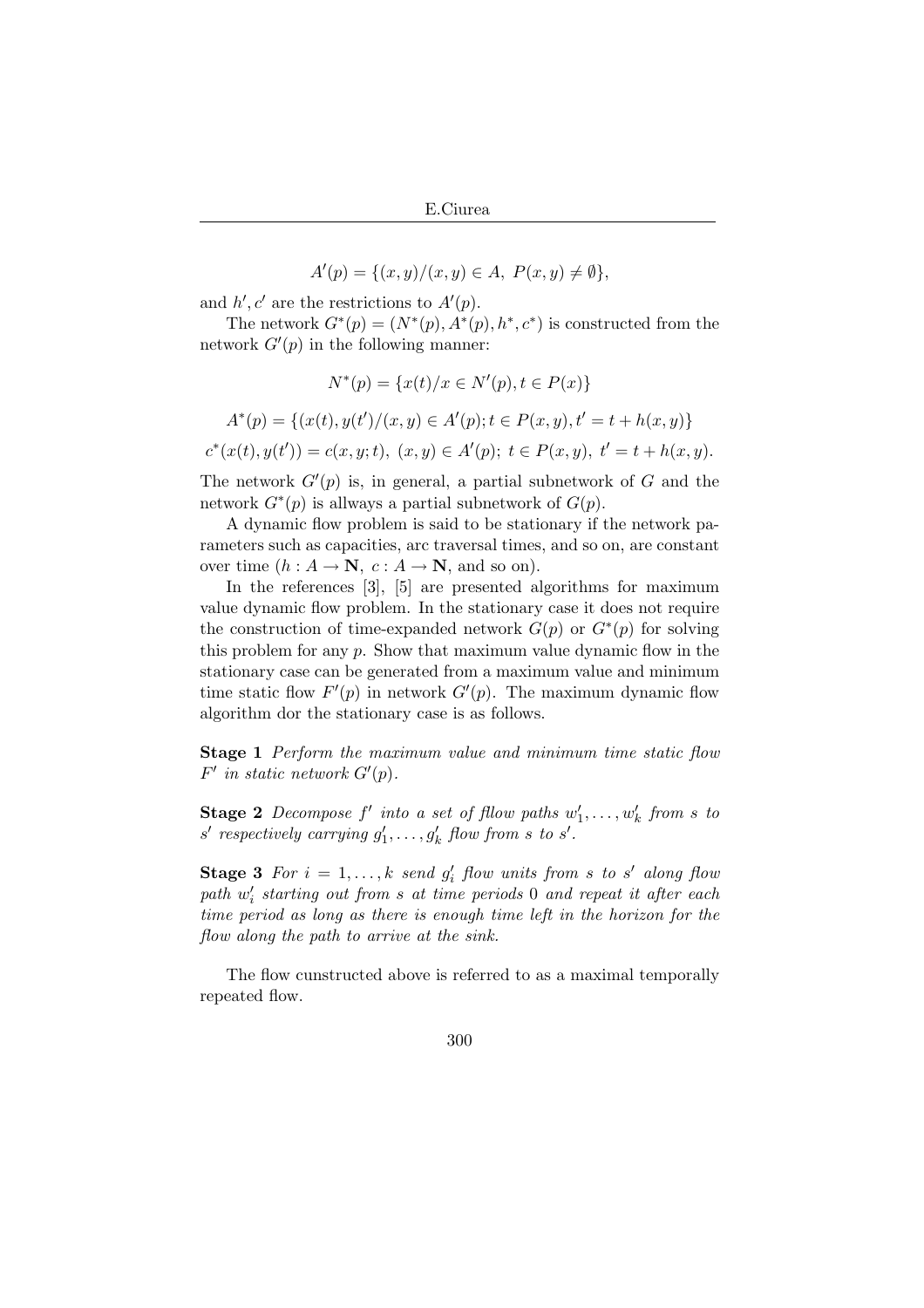$$A'(p) = \{(x,y)/(x,y) \in A,\ P(x,y) \neq \emptyset\},$$

and $h', c'$ are the restrictions to $A'(p)$.

The network $G^*(p) = (N^*(p), A^*(p), h^*, c^*)$ is constructed from the network $G'(p)$ in the following manner:

$$N^*(p) = \{x(t)/x \in N'(p), t \in P(x)\}$$

$$A^*(p) = \{(x(t), y(t')/(x,y) \in A'(p); t \in P(x,y), t' = t + h(x,y)\}$$

$$c^*(x(t), y(t')) = c(x,y;t),\ (x,y) \in A'(p);\ t \in P(x,y),\ t' = t + h(x,y).$$

The network $G'(p)$ is, in general, a partial subnetwork of $G$ and the network $G^*(p)$ is allways a partial subnetwork of $G(p)$.

A dynamic flow problem is said to be stationary if the network parameters such as capacities, arc traversal times, and so on, are constant over time ($h : A \to \mathbf{N},\ c : A \to \mathbf{N}$, and so on).

In the references [3], [5] are presented algorithms for maximum value dynamic flow problem. In the stationary case it does not require the construction of time-expanded network $G(p)$ or $G^*(p)$ for solving this problem for any $p$. Show that maximum value dynamic flow in the stationary case can be generated from a maximum value and minimum time static flow $F'(p)$ in network $G'(p)$. The maximum dynamic flow algorithm dor the stationary case is as follows.

**Stage 1** *Perform the maximum value and minimum time static flow $F'$ in static network $G'(p)$.*

**Stage 2** *Decompose $f'$ into a set of fllow paths $w'_1, \ldots, w'_k$ from $s$ to $s'$ respectively carrying $g'_1, \ldots, g'_k$ flow from $s$ to $s'$.*

**Stage 3** *For $i = 1, \ldots, k$ send $g'_i$ flow units from $s$ to $s'$ along flow path $w'_i$ starting out from $s$ at time periods $0$ and repeat it after each time period as long as there is enough time left in the horizon for the flow along the path to arrive at the sink.*

The flow cunstructed above is referred to as a maximal temporally repeated flow.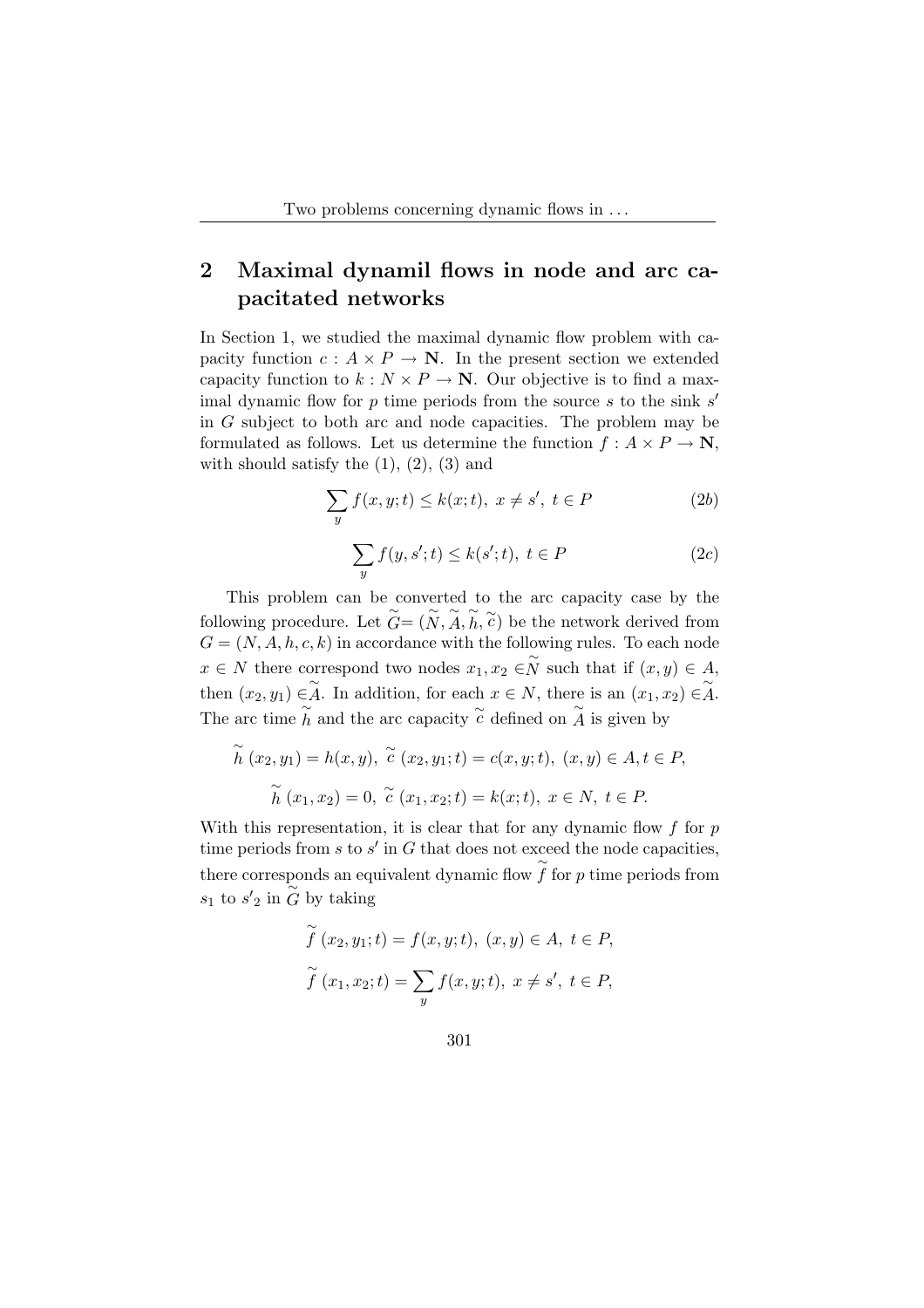## 2 Maximal dynamil flows in node and arc capacitated networks

In Section 1, we studied the maximal dynamic flow problem with capacity function $c : A \times P \to \mathbf{N}$. In the present section we extended capacity function to $k : N \times P \to \mathbf{N}$. Our objective is to find a maximal dynamic flow for $p$ time periods from the source $s$ to the sink $s'$ in $G$ subject to both arc and node capacities. The problem may be formulated as follows. Let us determine the function $f : A \times P \to \mathbf{N}$, with should satisfy the (1), (2), (3) and

$$\sum_{y} f(x, y; t) \leq k(x; t),\ x \neq s',\ t \in P \tag{2b}$$

$$\sum_{y} f(y, s'; t) \leq k(s'; t),\ t \in P \tag{2c}$$

This problem can be converted to the arc capacity case by the following procedure. Let $\widetilde{G} = (\widetilde{N}, \widetilde{A}, \widetilde{h}, \widetilde{c})$ be the network derived from $G = (N, A, h, c, k)$ in accordance with the following rules. To each node $x \in N$ there correspond two nodes $x_1, x_2 \in \widetilde{N}$ such that if $(x, y) \in A$, then $(x_2, y_1) \in \widetilde{A}$. In addition, for each $x \in N$, there is an $(x_1, x_2) \in \widetilde{A}$. The arc time $\widetilde{h}$ and the arc capacity $\widetilde{c}$ defined on $\widetilde{A}$ is given by

$$\widetilde{h}\,(x_2, y_1) = h(x, y),\ \widetilde{c}\,(x_2, y_1; t) = c(x, y; t),\ (x, y) \in A, t \in P,$$

$$\widetilde{h}\,(x_1, x_2) = 0,\ \widetilde{c}\,(x_1, x_2; t) = k(x; t),\ x \in N,\ t \in P.$$

With this representation, it is clear that for any dynamic flow $f$ for $p$ time periods from $s$ to $s'$ in $G$ that does not exceed the node capacities, there corresponds an equivalent dynamic flow $\widetilde{f}$ for $p$ time periods from $s_1$ to ${s'}_2$ in $\widetilde{G}$ by taking

$$\widetilde{f}\,(x_2, y_1; t) = f(x, y; t),\ (x, y) \in A,\ t \in P,$$

$$\widetilde{f}\,(x_1, x_2; t) = \sum_{y} f(x, y; t),\ x \neq s',\ t \in P,$$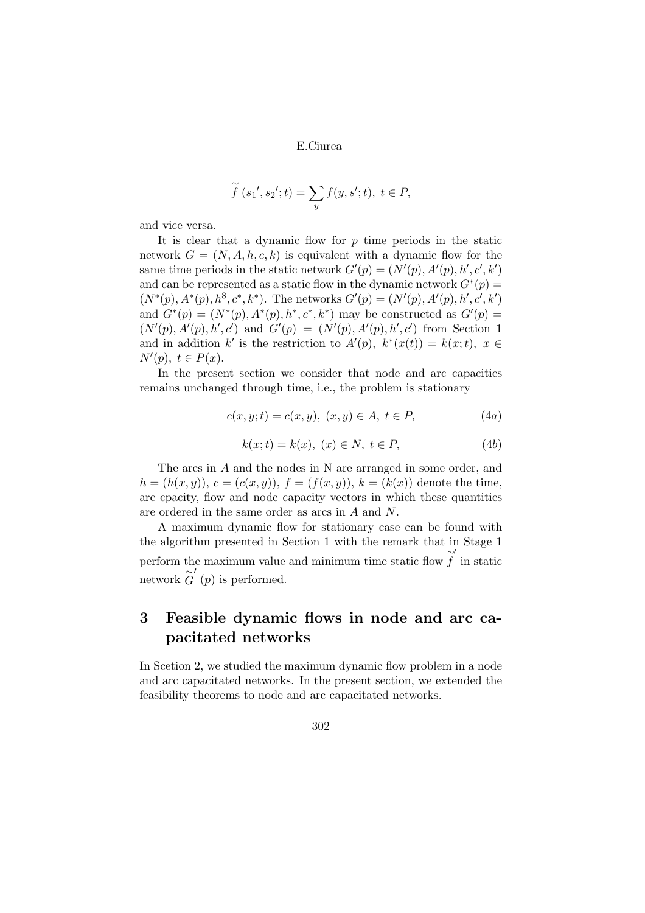$$\widetilde{f}\,({s_1}', {s_2}'; t) = \sum_{y} f(y, s'; t),\ t \in P,$$

and vice versa.

It is clear that a dynamic flow for $p$ time periods in the static network $G = (N, A, h, c, k)$ is equivalent with a dynamic flow for the same time periods in the static network $G'(p) = (N'(p), A'(p), h', c', k')$ and can be represented as a static flow in the dynamic network $G^*(p) = (N^*(p), A^*(p), h^8, c^*, k^*)$. The networks $G'(p) = (N'(p), A'(p), h', c', k')$ and $G^*(p) = (N^*(p), A^*(p), h^*, c^*, k^*)$ may be constructed as $G'(p) = (N'(p), A'(p), h', c')$ and $G'(p) = (N'(p), A'(p), h', c')$ from Section 1 and in addition $k'$ is the restriction to $A'(p)$, $k^*(x(t)) = k(x; t),\ x \in N'(p),\ t \in P(x)$.

In the present section we consider that node and arc capacities remains unchanged through time, i.e., the problem is stationary

$$c(x, y; t) = c(x, y),\ (x, y) \in A,\ t \in P, \tag{4a}$$

$$k(x; t) = k(x),\ (x) \in N,\ t \in P, \tag{4b}$$

The arcs in $A$ and the nodes in N are arranged in some order, and $h = (h(x, y))$, $c = (c(x, y))$, $f = (f(x, y))$, $k = (k(x))$ denote the time, arc cpacity, flow and node capacity vectors in which these quantities are ordered in the same order as arcs in $A$ and $N$.

A maximum dynamic flow for stationary case can be found with the algorithm presented in Section 1 with the remark that in Stage 1 perform the maximum value and minimum time static flow $\widetilde{f}'$ in static network $\widetilde{G}'\,(p)$ is performed.

## 3 Feasible dynamic flows in node and arc capacitated networks

In Scetion 2, we studied the maximum dynamic flow problem in a node and arc capacitated networks. In the present section, we extended the feasibility theorems to node and arc capacitated networks.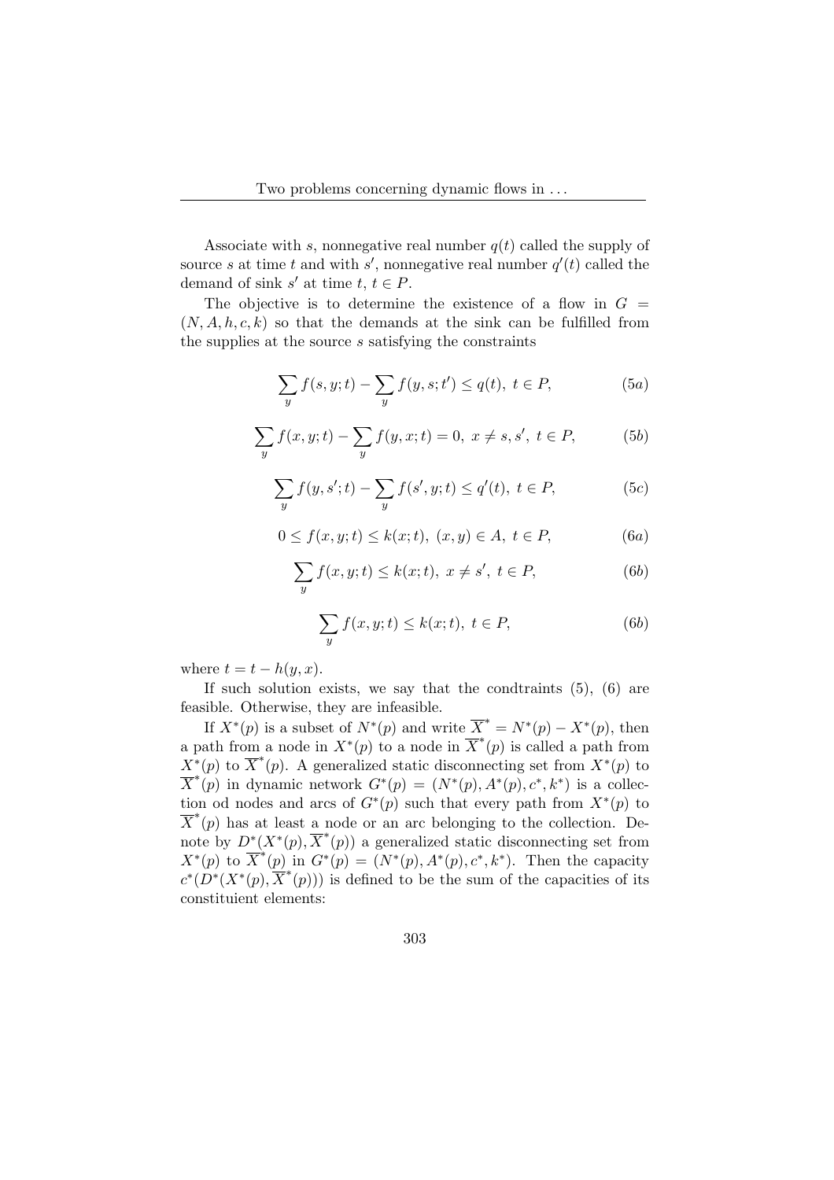Associate with $s$, nonnegative real number $q(t)$ called the supply of source $s$ at time $t$ and with $s'$, nonnegative real number $q'(t)$ called the demand of sink $s'$ at time $t$, $t \in P$.

The objective is to determine the existence of a flow in $G = (N, A, h, c, k)$ so that the demands at the sink can be fulfilled from the supplies at the source $s$ satisfying the constraints

$$\sum_{y} f(s, y; t) - \sum_{y} f(y, s; t') \leq q(t),\ t \in P, \tag{5a}$$

$$\sum_{y} f(x, y; t) - \sum_{y} f(y, x; t) = 0,\ x \neq s, s',\ t \in P, \tag{5b}$$

$$\sum_{y} f(y, s'; t) - \sum_{y} f(s', y; t) \leq q'(t),\ t \in P, \tag{5c}$$

$$0 \leq f(x, y; t) \leq k(x; t),\ (x, y) \in A,\ t \in P, \tag{6a}$$

$$\sum_{y} f(x, y; t) \leq k(x; t),\ x \neq s',\ t \in P, \tag{6b}$$

$$\sum_{y} f(x, y; t) \leq k(x; t),\ t \in P, \tag{6b}$$

where $t = t - h(y, x)$.

If such solution exists, we say that the condtraints (5), (6) are feasible. Otherwise, they are infeasible.

If $X^*(p)$ is a subset of $N^*(p)$ and write $\overline{X}^* = N^*(p) - X^*(p)$, then a path from a node in $X^*(p)$ to a node in $\overline{X}^*(p)$ is called a path from $X^*(p)$ to $\overline{X}^*(p)$. A generalized static disconnecting set from $X^*(p)$ to $\overline{X}^*(p)$ in dynamic network $G^*(p) = (N^*(p), A^*(p), c^*, k^*)$ is a collection od nodes and arcs of $G^*(p)$ such that every path from $X^*(p)$ to $\overline{X}^*(p)$ has at least a node or an arc belonging to the collection. Denote by $D^*(X^*(p), \overline{X}^*(p))$ a generalized static disconnecting set from $X^*(p)$ to $\overline{X}^*(p)$ in $G^*(p) = (N^*(p), A^*(p), c^*, k^*)$. Then the capacity $c^*(D^*(X^*(p), \overline{X}^*(p)))$ is defined to be the sum of the capacities of its constituient elements: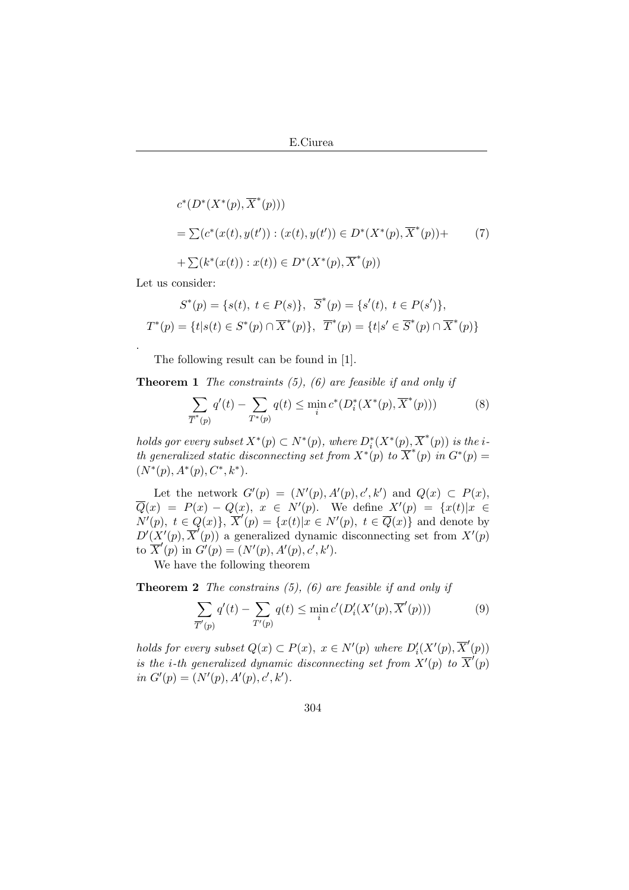$$
\begin{aligned}
& c^*(D^*(X^*(p), \overline{X}^*(p))) \\
& = \sum(c^*(x(t), y(t')) : (x(t), y(t')) \in D^*(X^*(p), \overline{X}^*(p)) + \qquad (7) \\
& + \sum(k^*(x(t)) : x(t)) \in D^*(X^*(p), \overline{X}^*(p))
\end{aligned}
$$

Let us consider:

$$
S^*(p) = \{s(t),\ t \in P(s)\},\ \ \overline{S}^*(p) = \{s'(t),\ t \in P(s')\},
$$

$$
T^*(p) = \{t | s(t) \in S^*(p) \cap \overline{X}^*(p)\},\ \ \overline{T}^*(p) = \{t | s' \in \overline{S}^*(p) \cap \overline{X}^*(p)\}
$$

.

The following result can be found in [1].

**Theorem 1** *The constraints (5), (6) are feasible if and only if*

$$
\sum_{\overline{T}^*(p)} q'(t) - \sum_{T^*(p)} q(t) \leq \min_i c^*(D_i^*(X^*(p), \overline{X}^*(p))) \qquad (8)
$$

*holds gor every subset $X^*(p) \subset N^*(p)$, where $D_i^*(X^*(p), \overline{X}^*(p))$ is the i-th generalized static disconnecting set from $X^*(p)$ to $\overline{X}^*(p)$ in $G^*(p) = (N^*(p), A^*(p), C^*, k^*)$.*

Let the network $G'(p) = (N'(p), A'(p), c', k')$ and $Q(x) \subset P(x)$, $\overline{Q}(x) = P(x) - Q(x)$, $x \in N'(p)$. We define $X'(p) = \{x(t) | x \in N'(p),\ t \in Q(x)\}$, $\overline{X}'(p) = \{x(t) | x \in N'(p),\ t \in \overline{Q}(x)\}$ and denote by $D'(X'(p), \overline{X}'(p))$ a generalized dynamic disconnecting set from $X'(p)$ to $\overline{X}'(p)$ in $G'(p) = (N'(p), A'(p), c', k')$.

We have the following theorem

**Theorem 2** *The constrains (5), (6) are feasible if and only if*

$$
\sum_{\overline{T}'(p)} q'(t) - \sum_{T'(p)} q(t) \leq \min_i c'(D_i'(X'(p), \overline{X}'(p))) \qquad (9)
$$

*holds for every subset $Q(x) \subset P(x),\ x \in N'(p)$ where $D_i'(X'(p), \overline{X}'(p))$ is the i-th generalized dynamic disconnecting set from $X'(p)$ to $\overline{X}'(p)$ in $G'(p) = (N'(p), A'(p), c', k')$.*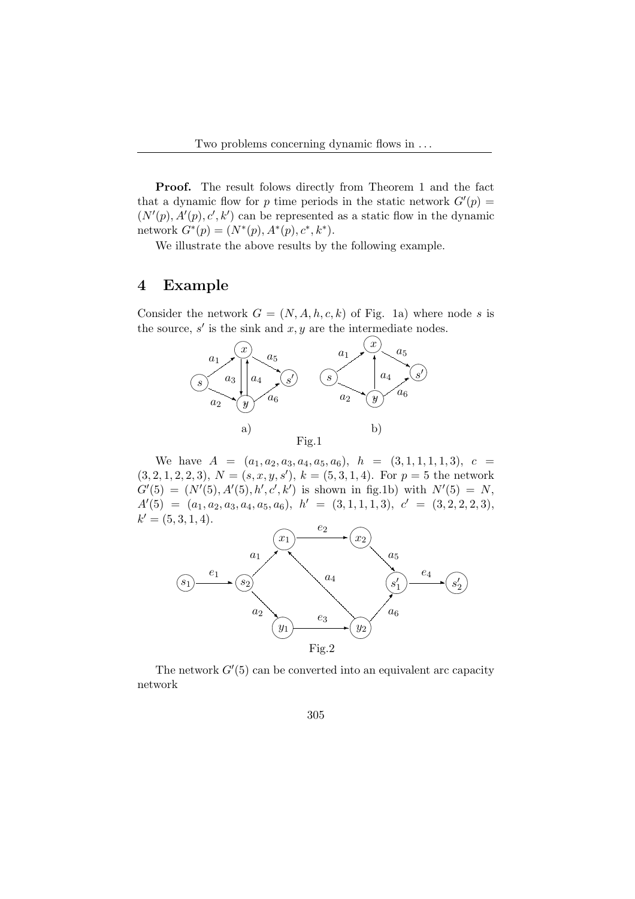**Proof.** The result folows directly from Theorem 1 and the fact that a dynamic flow for $p$ time periods in the static network $G'(p) = (N'(p), A'(p), c', k')$ can be represented as a static flow in the dynamic network $G^*(p) = (N^*(p), A^*(p), c^*, k^*)$.

We illustrate the above results by the following example.

## 4 Example

Consider the network $G = (N, A, h, c, k)$ of Fig. 1a) where node $s$ is the source, $s'$ is the sink and $x, y$ are the intermediate nodes.

Fig.1

We have $A = (a_1, a_2, a_3, a_4, a_5, a_6)$, $h = (3, 1, 1, 1, 1, 3)$, $c = (3, 2, 1, 2, 2, 3)$, $N = (s, x, y, s')$, $k = (5, 3, 1, 4)$. For $p = 5$ the network $G'(5) = (N'(5), A'(5), h', c', k')$ is shown in fig.1b) with $N'(5) = N$, $A'(5) = (a_1, a_2, a_3, a_4, a_5, a_6)$, $h' = (3, 1, 1, 1, 3)$, $c' = (3, 2, 2, 2, 3)$, $k' = (5, 3, 1, 4)$.

Fig.2

The network $G'(5)$ can be converted into an equivalent arc capacity network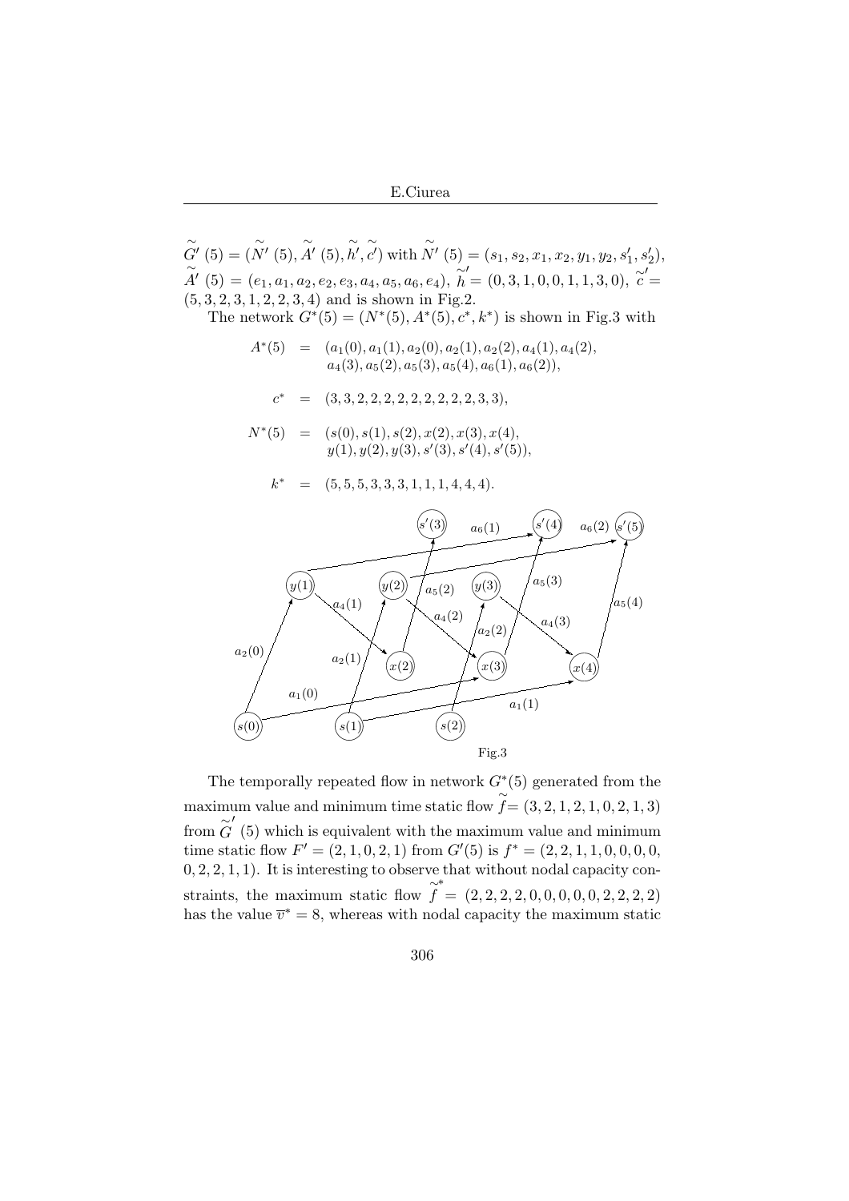$\widetilde{G}'(5) = (\widetilde{N}'(5), \widetilde{A}'(5), \widetilde{h}', \widetilde{c}')$ with $\widetilde{N}'(5) = (s_1, s_2, x_1, x_2, y_1, y_2, s_1', s_2')$, $\widetilde{A}'(5) = (e_1, a_1, a_2, e_2, e_3, a_4, a_5, a_6, e_4)$, $\widetilde{h}' = (0, 3, 1, 0, 0, 1, 1, 3, 0)$, $\widetilde{c}' = (5, 3, 2, 3, 1, 2, 2, 3, 4)$ and is shown in Fig.2.

The network $G^*(5) = (N^*(5), A^*(5), c^*, k^*)$ is shown in Fig.3 with

$$\begin{aligned}
A^*(5) &= (a_1(0), a_1(1), a_2(0), a_2(1), a_2(2), a_4(1), a_4(2), \\
&\quad a_4(3), a_5(2), a_5(3), a_5(4), a_6(1), a_6(2)), \\
c^* &= (3, 3, 2, 2, 2, 2, 2, 2, 2, 2, 2, 3, 3), \\
N^*(5) &= (s(0), s(1), s(2), x(2), x(3), x(4), \\
&\quad y(1), y(2), y(3), s'(3), s'(4), s'(5)), \\
k^* &= (5, 5, 5, 3, 3, 3, 1, 1, 1, 4, 4, 4).
\end{aligned}$$

Fig.3

The temporally repeated flow in network $G^*(5)$ generated from the maximum value and minimum time static flow $\widetilde{f} = (3, 2, 1, 2, 1, 0, 2, 1, 3)$ from $\widetilde{G}'(5)$ which is equivalent with the maximum value and minimum time static flow $F' = (2, 1, 0, 2, 1)$ from $G'(5)$ is $f^* = (2, 2, 1, 1, 0, 0, 0, 0, 0, 2, 2, 1, 1)$. It is interesting to observe that without nodal capacity constraints, the maximum static flow $\widetilde{f}^* = (2, 2, 2, 2, 0, 0, 0, 0, 0, 2, 2, 2, 2)$ has the value $\overline{v}^* = 8$, whereas with nodal capacity the maximum static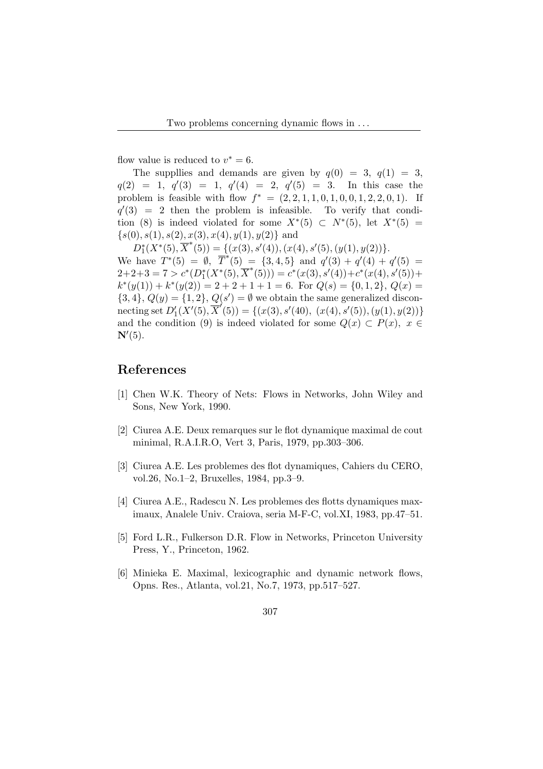flow value is reduced to $v^* = 6$.

The suppllies and demands are given by $q(0) = 3$, $q(1) = 3$, $q(2) = 1$, $q'(3) = 1$, $q'(4) = 2$, $q'(5) = 3$. In this case the problem is feasible with flow $f^* = (2, 2, 1, 1, 0, 1, 0, 0, 1, 2, 2, 0, 1)$. If $q'(3) = 2$ then the problem is infeasible. To verify that condition (8) is indeed violated for some $X^*(5) \subset N^*(5)$, let $X^*(5) = \{s(0), s(1), s(2), x(3), x(4), y(1), y(2)\}$ and

$D_1^*(X^*(5), \overline{X}^*(5)) = \{(x(3), s'(4)), (x(4), s'(5), (y(1), y(2))\}$.

We have $T^*(5) = \emptyset$, $\overline{T}^*(5) = \{3, 4, 5\}$ and $q'(3) + q'(4) + q'(5) = 2+2+3 = 7 > c^*(D_1^*(X^*(5), \overline{X}^*(5))) = c^*(x(3), s'(4)) + c^*(x(4), s'(5)) + k^*(y(1)) + k^*(y(2)) = 2 + 2 + 1 + 1 = 6$. For $Q(s) = \{0, 1, 2\}$, $Q(x) = \{3, 4\}$, $Q(y) = \{1, 2\}$, $Q(s') = \emptyset$ we obtain the same generalized disconnecting set $D_1'(X'(5), \overline{X}'(5)) = \{(x(3), s'(40),\ (x(4), s'(5)), (y(1), y(2))\}$ and the condition (9) is indeed violated for some $Q(x) \subset P(x)$, $x \in \mathbf{N}'(5)$.

## References

[1] Chen W.K. Theory of Nets: Flows in Networks, John Wiley and Sons, New York, 1990.

[2] Ciurea A.E. Deux remarques sur le flot dynamique maximal de cout minimal, R.A.I.R.O, Vert 3, Paris, 1979, pp.303–306.

[3] Ciurea A.E. Les problemes des flot dynamiques, Cahiers du CERO, vol.26, No.1–2, Bruxelles, 1984, pp.3–9.

[4] Ciurea A.E., Radescu N. Les problemes des flotts dynamiques maximaux, Analele Univ. Craiova, seria M-F-C, vol.XI, 1983, pp.47–51.

[5] Ford L.R., Fulkerson D.R. Flow in Networks, Princeton University Press, Y., Princeton, 1962.

[6] Minieka E. Maximal, lexicographic and dynamic network flows, Opns. Res., Atlanta, vol.21, No.7, 1973, pp.517–527.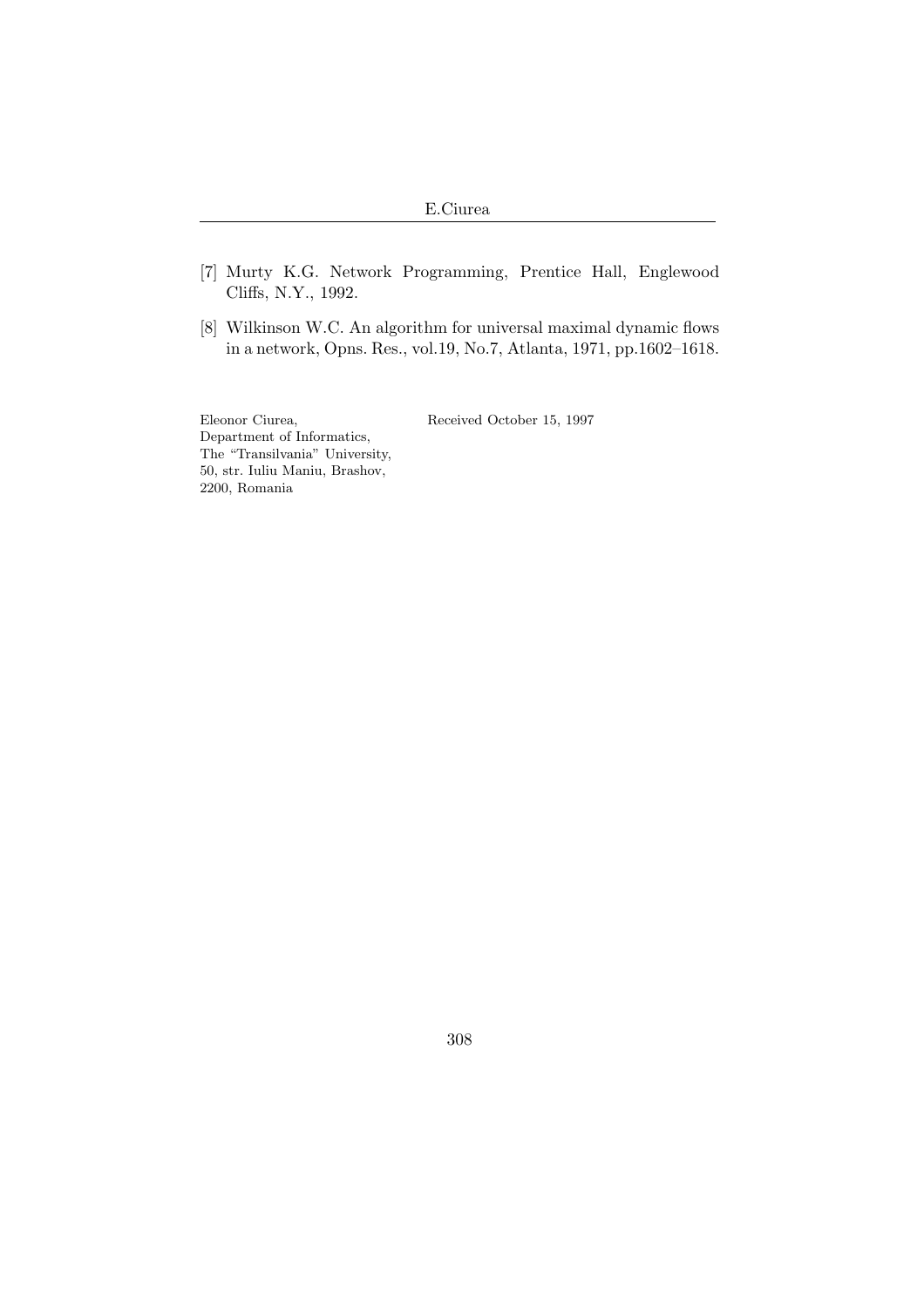[7] Murty K.G. Network Programming, Prentice Hall, Englewood Cliffs, N.Y., 1992.

[8] Wilkinson W.C. An algorithm for universal maximal dynamic flows in a network, Opns. Res., vol.19, No.7, Atlanta, 1971, pp.1602–1618.

Eleonor Ciurea,
Department of Informatics,
The "Transilvania" University,
50, str. Iuliu Maniu, Brashov,
2200, Romania

Received October 15, 1997